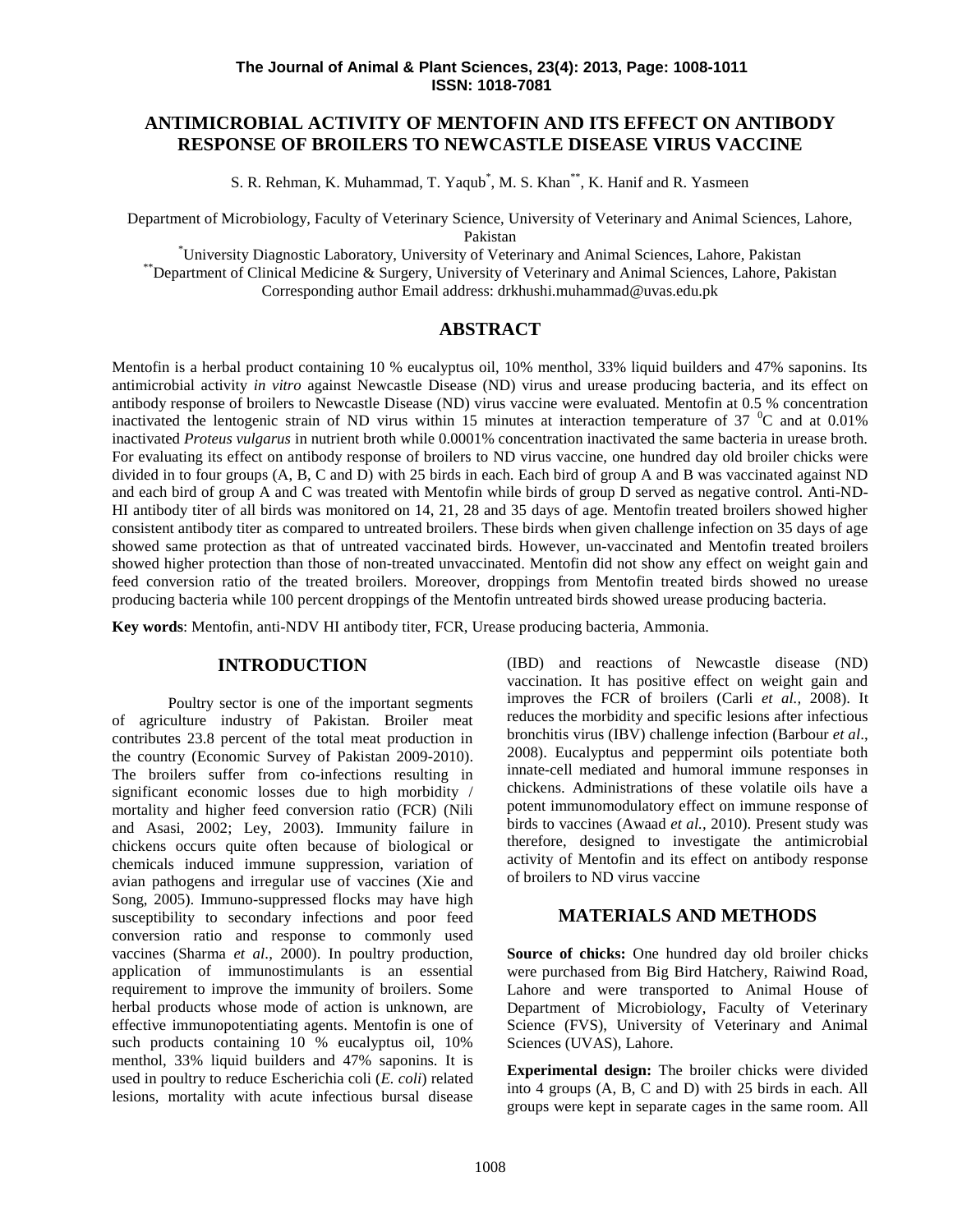# ANTIMICROBIAL ACTIVITY OF MENTOFIN AND ITS EFFECT ON ANTIBODY RESPONSE OF BROILERS TO NEWCASTLE DISEASE VIRUS VACCINE

S. R. Rehman, K. Muhammad, T. Yaqub[*], M. S. Khan[**], K. Hanif and R. Yasmeen

Department of Microbiology, Faculty of Veterinary Science, University of Veterinary and Animal Sciences, Lahore, Pakistan

[*]University Diagnostic Laboratory, University of Veterinary and Animal Sciences, Lahore, Pakistan

[**]Department of Clinical Medicine & Surgery, University of Veterinary and Animal Sciences, Lahore, Pakistan

Corresponding author Email address: drkhushi.muhammad@uvas.edu.pk

## ABSTRACT

Mentofin is a herbal product containing 10 % eucalyptus oil, 10% menthol, 33% liquid builders and 47% saponins. Its antimicrobial activity *in vitro* against Newcastle Disease (ND) virus and urease producing bacteria, and its effect on antibody response of broilers to Newcastle Disease (ND) virus vaccine were evaluated. Mentofin at 0.5 % concentration inactivated the lentogenic strain of ND virus within 15 minutes at interaction temperature of 37 $^0$C and at 0.01% inactivated *Proteus vulgarus* in nutrient broth while 0.0001% concentration inactivated the same bacteria in urease broth. For evaluating its effect on antibody response of broilers to ND virus vaccine, one hundred day old broiler chicks were divided in to four groups (A, B, C and D) with 25 birds in each. Each bird of group A and B was vaccinated against ND and each bird of group A and C was treated with Mentofin while birds of group D served as negative control. Anti-ND-HI antibody titer of all birds was monitored on 14, 21, 28 and 35 days of age. Mentofin treated broilers showed higher consistent antibody titer as compared to untreated broilers. These birds when given challenge infection on 35 days of age showed same protection as that of untreated vaccinated birds. However, un-vaccinated and Mentofin treated broilers showed higher protection than those of non-treated unvaccinated. Mentofin did not show any effect on weight gain and feed conversion ratio of the treated broilers. Moreover, droppings from Mentofin treated birds showed no urease producing bacteria while 100 percent droppings of the Mentofin untreated birds showed urease producing bacteria.

**Key words**: Mentofin, anti-NDV HI antibody titer, FCR, Urease producing bacteria, Ammonia.

## INTRODUCTION

Poultry sector is one of the important segments of agriculture industry of Pakistan. Broiler meat contributes 23.8 percent of the total meat production in the country (Economic Survey of Pakistan 2009-2010). The broilers suffer from co-infections resulting in significant economic losses due to high morbidity / mortality and higher feed conversion ratio (FCR) (Nili and Asasi, 2002; Ley, 2003). Immunity failure in chickens occurs quite often because of biological or chemicals induced immune suppression, variation of avian pathogens and irregular use of vaccines (Xie and Song, 2005). Immuno-suppressed flocks may have high susceptibility to secondary infections and poor feed conversion ratio and response to commonly used vaccines (Sharma *et al*., 2000). In poultry production, application of immunostimulants is an essential requirement to improve the immunity of broilers. Some herbal products whose mode of action is unknown, are effective immunopotentiating agents. Mentofin is one of such products containing 10 % eucalyptus oil, 10% menthol, 33% liquid builders and 47% saponins. It is used in poultry to reduce Escherichia coli (*E. coli*) related lesions, mortality with acute infectious bursal disease (IBD) and reactions of Newcastle disease (ND) vaccination. It has positive effect on weight gain and improves the FCR of broilers (Carli *et al.,* 2008). It reduces the morbidity and specific lesions after infectious bronchitis virus (IBV) challenge infection (Barbour *et al*., 2008). Eucalyptus and peppermint oils potentiate both innate-cell mediated and humoral immune responses in chickens. Administrations of these volatile oils have a potent immunomodulatory effect on immune response of birds to vaccines (Awaad *et al.,* 2010). Present study was therefore, designed to investigate the antimicrobial activity of Mentofin and its effect on antibody response of broilers to ND virus vaccine

## MATERIALS AND METHODS

**Source of chicks:** One hundred day old broiler chicks were purchased from Big Bird Hatchery, Raiwind Road, Lahore and were transported to Animal House of Department of Microbiology, Faculty of Veterinary Science (FVS), University of Veterinary and Animal Sciences (UVAS), Lahore.

**Experimental design:** The broiler chicks were divided into 4 groups (A, B, C and D) with 25 birds in each. All groups were kept in separate cages in the same room. All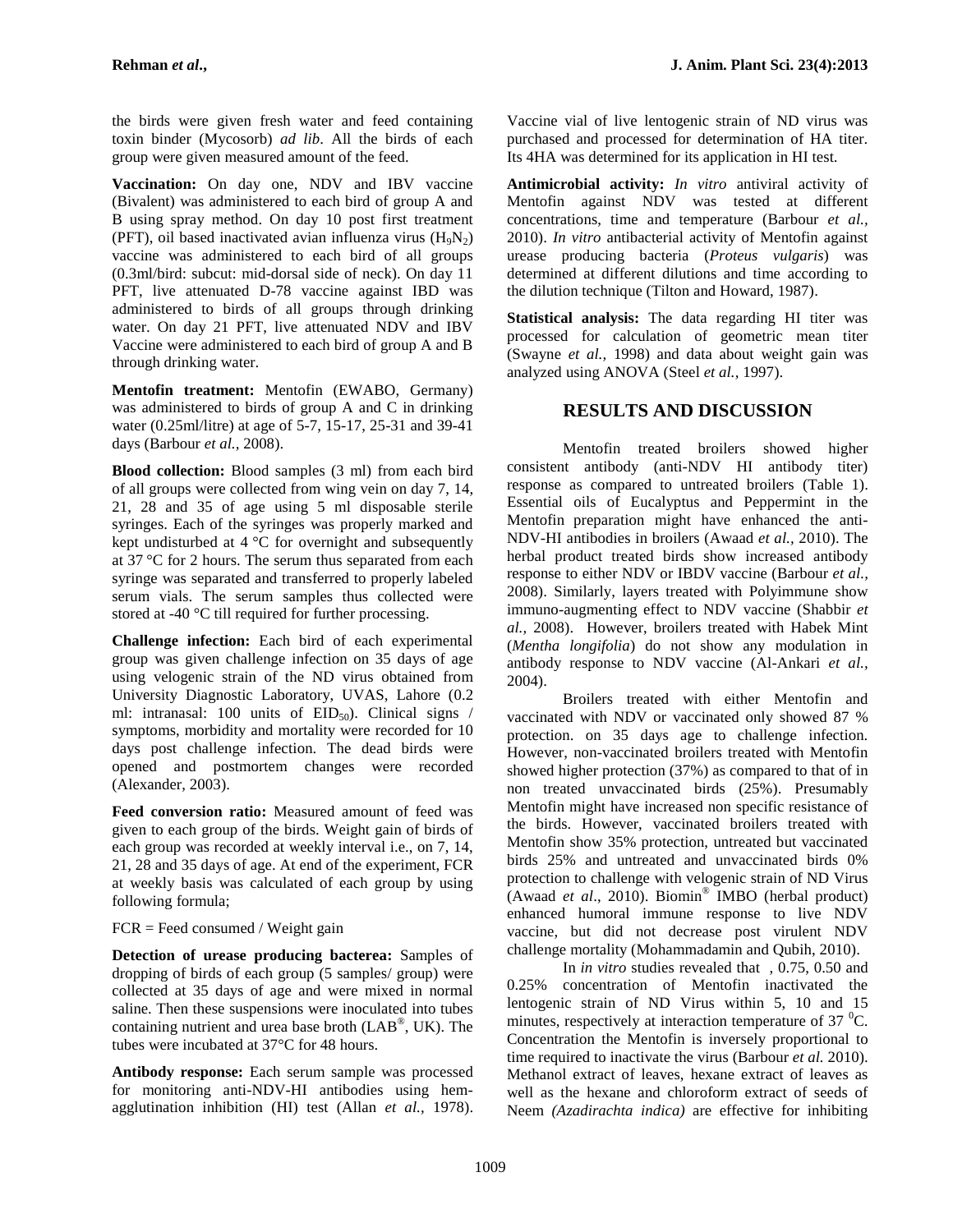the birds were given fresh water and feed containing toxin binder (Mycosorb) *ad lib*. All the birds of each group were given measured amount of the feed.

**Vaccination:** On day one, NDV and IBV vaccine (Bivalent) was administered to each bird of group A and B using spray method. On day 10 post first treatment (PFT), oil based inactivated avian influenza virus ($H_9N_2$) vaccine was administered to each bird of all groups (0.3ml/bird: subcut: mid-dorsal side of neck). On day 11 PFT, live attenuated D-78 vaccine against IBD was administered to birds of all groups through drinking water. On day 21 PFT, live attenuated NDV and IBV Vaccine were administered to each bird of group A and B through drinking water.

**Mentofin treatment:** Mentofin (EWABO, Germany) was administered to birds of group A and C in drinking water (0.25ml/litre) at age of 5-7, 15-17, 25-31 and 39-41 days (Barbour *et al.,* 2008).

**Blood collection:** Blood samples (3 ml) from each bird of all groups were collected from wing vein on day 7, 14, 21, 28 and 35 of age using 5 ml disposable sterile syringes. Each of the syringes was properly marked and kept undisturbed at 4 °C for overnight and subsequently at 37 °C for 2 hours. The serum thus separated from each syringe was separated and transferred to properly labeled serum vials. The serum samples thus collected were stored at -40 °C till required for further processing.

**Challenge infection:** Each bird of each experimental group was given challenge infection on 35 days of age using velogenic strain of the ND virus obtained from University Diagnostic Laboratory, UVAS, Lahore (0.2 ml: intranasal: 100 units of $EID_{50}$). Clinical signs / symptoms, morbidity and mortality were recorded for 10 days post challenge infection. The dead birds were opened and postmortem changes were recorded (Alexander, 2003).

**Feed conversion ratio:** Measured amount of feed was given to each group of the birds. Weight gain of birds of each group was recorded at weekly interval i.e., on 7, 14, 21, 28 and 35 days of age. At end of the experiment, FCR at weekly basis was calculated of each group by using following formula;

FCR = Feed consumed / Weight gain

**Detection of urease producing bacterea:** Samples of dropping of birds of each group (5 samples/ group) were collected at 35 days of age and were mixed in normal saline. Then these suspensions were inoculated into tubes containing nutrient and urea base broth (LAB®, UK). The tubes were incubated at 37°C for 48 hours.

**Antibody response:** Each serum sample was processed for monitoring anti-NDV-HI antibodies using hem-agglutination inhibition (HI) test (Allan *et al.,* 1978). Vaccine vial of live lentogenic strain of ND virus was purchased and processed for determination of HA titer. Its 4HA was determined for its application in HI test.

**Antimicrobial activity:** *In vitro* antiviral activity of Mentofin against NDV was tested at different concentrations, time and temperature (Barbour *et al.,* 2010). *In vitro* antibacterial activity of Mentofin against urease producing bacteria (*Proteus vulgaris*) was determined at different dilutions and time according to the dilution technique (Tilton and Howard, 1987).

**Statistical analysis:** The data regarding HI titer was processed for calculation of geometric mean titer (Swayne *et al.,* 1998) and data about weight gain was analyzed using ANOVA (Steel *et al.,* 1997).

## RESULTS AND DISCUSSION

Mentofin treated broilers showed higher consistent antibody (anti-NDV HI antibody titer) response as compared to untreated broilers (Table 1). Essential oils of Eucalyptus and Peppermint in the Mentofin preparation might have enhanced the anti-NDV-HI antibodies in broilers (Awaad *et al.,* 2010). The herbal product treated birds show increased antibody response to either NDV or IBDV vaccine (Barbour *et al.,* 2008). Similarly, layers treated with Polyimmune show immuno-augmenting effect to NDV vaccine (Shabbir *et al.,* 2008). However, broilers treated with Habek Mint (*Mentha longifolia*) do not show any modulation in antibody response to NDV vaccine (Al-Ankari *et al.,* 2004).

Broilers treated with either Mentofin and vaccinated with NDV or vaccinated only showed 87 % protection. on 35 days age to challenge infection. However, non-vaccinated broilers treated with Mentofin showed higher protection (37%) as compared to that of in non treated unvaccinated birds (25%). Presumably Mentofin might have increased non specific resistance of the birds. However, vaccinated broilers treated with Mentofin show 35% protection, untreated but vaccinated birds 25% and untreated and unvaccinated birds 0% protection to challenge with velogenic strain of ND Virus (Awaad *et al*., 2010). Biomin® IMBO (herbal product) enhanced humoral immune response to live NDV vaccine, but did not decrease post virulent NDV challenge mortality (Mohammadamin and Qubih, 2010).

In *in vitro* studies revealed that , 0.75, 0.50 and 0.25% concentration of Mentofin inactivated the lentogenic strain of ND Virus within 5, 10 and 15 minutes, respectively at interaction temperature of 37 $^0$C. Concentration the Mentofin is inversely proportional to time required to inactivate the virus (Barbour *et al.* 2010). Methanol extract of leaves, hexane extract of leaves as well as the hexane and chloroform extract of seeds of Neem *(Azadirachta indica)* are effective for inhibiting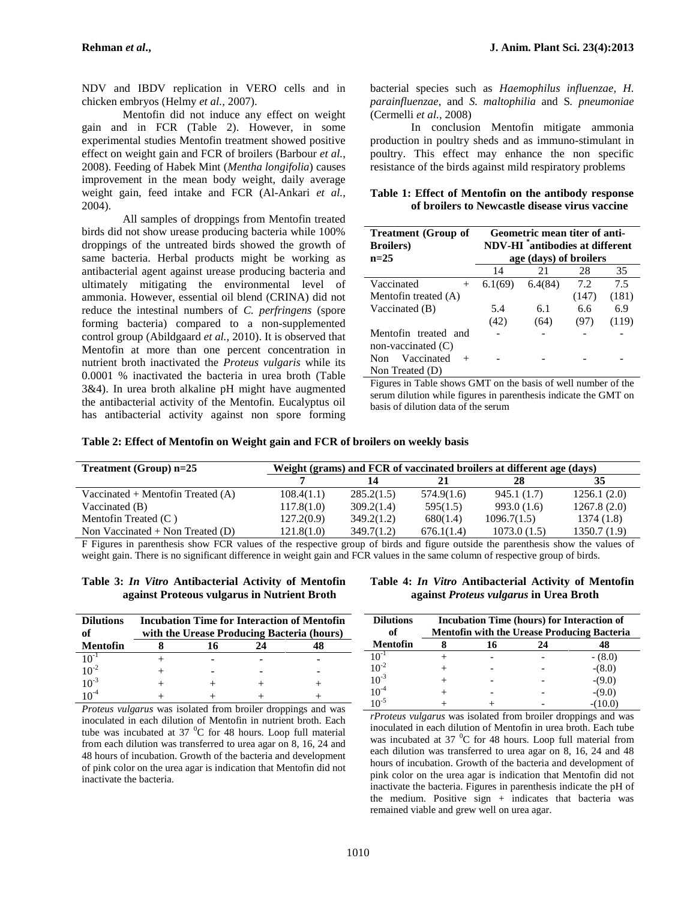NDV and IBDV replication in VERO cells and in chicken embryos (Helmy *et al.,* 2007).

Mentofin did not induce any effect on weight gain and in FCR (Table 2). However, in some experimental studies Mentofin treatment showed positive effect on weight gain and FCR of broilers (Barbour *et al.*, 2008). Feeding of Habek Mint (*Mentha longifolia*) causes improvement in the mean body weight, daily average weight gain, feed intake and FCR (Al-Ankari *et al.*, 2004).

All samples of droppings from Mentofin treated birds did not show urease producing bacteria while 100% droppings of the untreated birds showed the growth of same bacteria. Herbal products might be working as antibacterial agent against urease producing bacteria and ultimately mitigating the environmental level of ammonia. However, essential oil blend (CRINA) did not reduce the intestinal numbers of *C. perfringens* (spore forming bacteria) compared to a non-supplemented control group (Abildgaard *et al.,* 2010). It is observed that Mentofin at more than one percent concentration in nutrient broth inactivated the *Proteus vulgaris* while its 0.0001 % inactivated the bacteria in urea broth (Table 3&4). In urea broth alkaline pH might have augmented the antibacterial activity of the Mentofin. Eucalyptus oil has antibacterial activity against non spore forming bacterial species such as *Haemophilus influenzae, H. parainfluenzae*, and *S. maltophilia* and S*. pneumoniae* (Cermelli *et al.,* 2008)

In conclusion Mentofin mitigate ammonia production in poultry sheds and as immuno-stimulant in poultry. This effect may enhance the non specific resistance of the birds against mild respiratory problems

**Table 1: Effect of Mentofin on the antibody response of broilers to Newcastle disease virus vaccine**

| Treatment (Group of Broilers) n=25 | Geometric mean titer of anti-NDV-HI *antibodies at different age (days) of broilers | | | |
|---|---|---|---|---|
| | 14 | 21 | 28 | 35 |
| Vaccinated + Mentofin treated (A) | 6.1(69) | 6.4(84) | 7.2 (147) | 7.5 (181) |
| Vaccinated (B) | 5.4 (42) | 6.1 (64) | 6.6 (97) | 6.9 (119) |
| Mentofin treated and non-vaccinated (C) | - | - | - | - |
| Non Vaccinated + Non Treated (D) | - | - | - | - |

Figures in Table shows GMT on the basis of well number of the serum dilution while figures in parenthesis indicate the GMT on basis of dilution data of the serum

**Table 2: Effect of Mentofin on Weight gain and FCR of broilers on weekly basis**

| Treatment (Group) n=25 | Weight (grams) and FCR of vaccinated broilers at different age (days) | | | | |
|---|---|---|---|---|---|
| | 7 | 14 | 21 | 28 | 35 |
| Vaccinated + Mentofin Treated (A) | 108.4(1.1) | 285.2(1.5) | 574.9(1.6) | 945.1 (1.7) | 1256.1 (2.0) |
| Vaccinated (B) | 117.8(1.0) | 309.2(1.4) | 595(1.5) | 993.0 (1.6) | 1267.8 (2.0) |
| Mentofin Treated (C ) | 127.2(0.9) | 349.2(1.2) | 680(1.4) | 1096.7(1.5) | 1374 (1.8) |
| Non Vaccinated + Non Treated (D) | 121.8(1.0) | 349.7(1.2) | 676.1(1.4) | 1073.0 (1.5) | 1350.7 (1.9) |

F Figures in parenthesis show FCR values of the respective group of birds and figure outside the parenthesis show the values of weight gain. There is no significant difference in weight gain and FCR values in the same column of respective group of birds.

**Table 3: *In Vitro* Antibacterial Activity of Mentofin against Proteous vulgarus in Nutrient Broth**

| Dilutions of Mentofin | Incubation Time for Interaction of Mentofin with the Urease Producing Bacteria (hours) | | | |
|---|---|---|---|---|
| | 8 | 16 | 24 | 48 |
| $10^{-1}$ | + | - | - | - |
| $10^{-2}$ | + | - | - | - |
| $10^{-3}$ | + | + | + | + |
| $10^{-4}$ | + | + | + | + |

*Proteus vulgarus* was isolated from broiler droppings and was inoculated in each dilution of Mentofin in nutrient broth. Each tube was incubated at 37 $^0$C for 48 hours. Loop full material from each dilution was transferred to urea agar on 8, 16, 24 and 48 hours of incubation. Growth of the bacteria and development of pink color on the urea agar is indication that Mentofin did not inactivate the bacteria.

**Table 4: *In Vitro* Antibacterial Activity of Mentofin against *Proteus vulgarus* in Urea Broth**

| Dilutions of Mentofin | Incubation Time (hours) for Interaction of Mentofin with the Urease Producing Bacteria | | | |
|---|---|---|---|---|
| | 8 | 16 | 24 | 48 |
| $10^{-1}$ | + | - | - | - (8.0) |
| $10^{-2}$ | + | - | - | -(8.0) |
| $10^{-3}$ | + | - | - | -(9.0) |
| $10^{-4}$ | + | - | - | -(9.0) |
| $10^{-5}$ | + | + | - | -(10.0) |

*rProteus vulgarus* was isolated from broiler droppings and was inoculated in each dilution of Mentofin in urea broth. Each tube was incubated at 37 $^0$C for 48 hours. Loop full material from each dilution was transferred to urea agar on 8, 16, 24 and 48 hours of incubation. Growth of the bacteria and development of pink color on the urea agar is indication that Mentofin did not inactivate the bacteria. Figures in parenthesis indicate the pH of the medium. Positive sign + indicates that bacteria was remained viable and grew well on urea agar.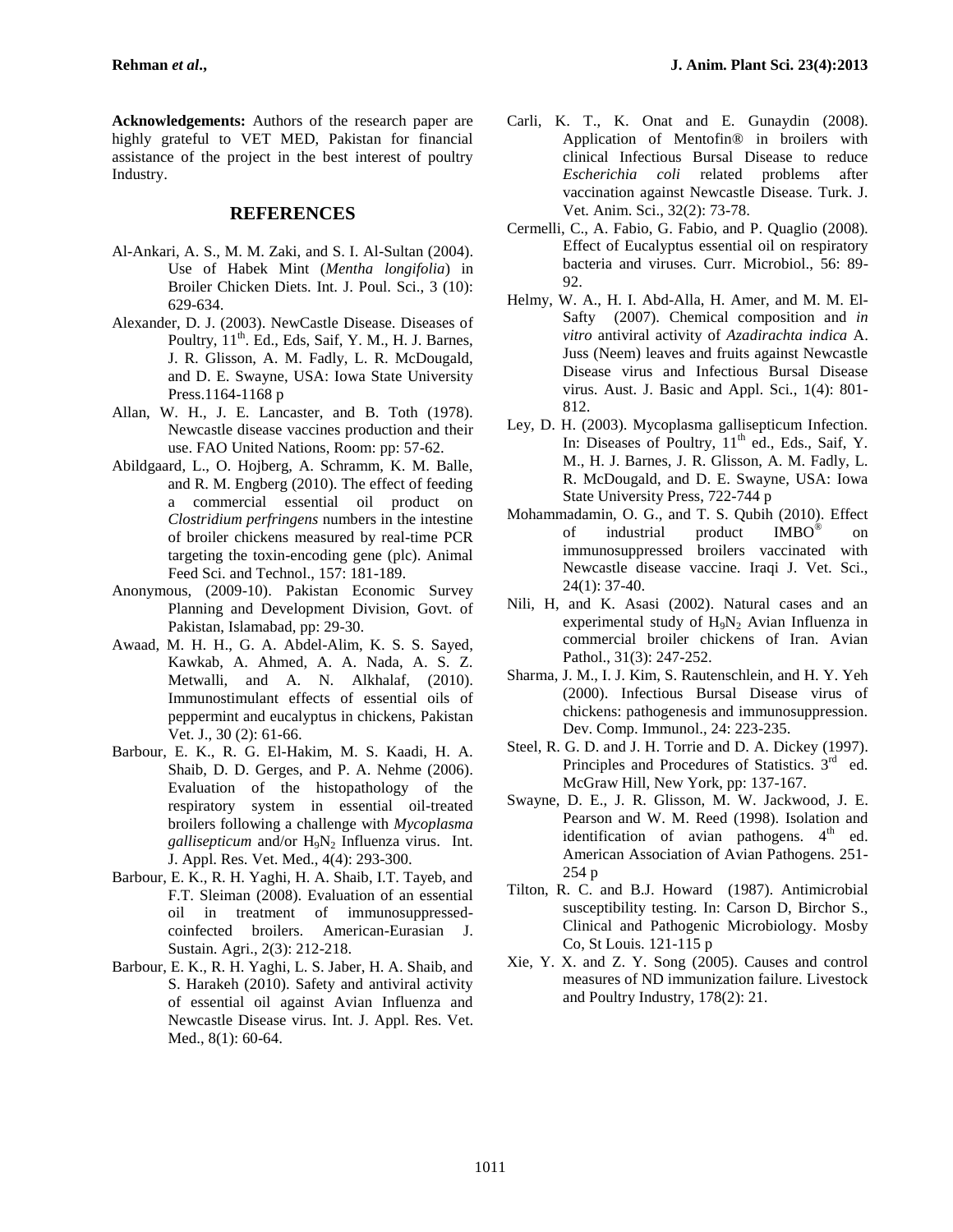**Acknowledgements:** Authors of the research paper are highly grateful to VET MED, Pakistan for financial assistance of the project in the best interest of poultry Industry.

## REFERENCES

Al-Ankari, A. S., M. M. Zaki, and S. I. Al-Sultan (2004). Use of Habek Mint (*Mentha longifolia*) in Broiler Chicken Diets. Int. J. Poul. Sci., 3 (10): 629-634.

Alexander, D. J. (2003). NewCastle Disease. Diseases of Poultry, 11th. Ed., Eds, Saif, Y. M., H. J. Barnes, J. R. Glisson, A. M. Fadly, L. R. McDougald, and D. E. Swayne, USA: Iowa State University Press.1164-1168 p

Allan, W. H., J. E. Lancaster, and B. Toth (1978). Newcastle disease vaccines production and their use. FAO United Nations, Room: pp: 57-62.

Abildgaard, L., O. Hojberg, A. Schramm, K. M. Balle, and R. M. Engberg (2010). The effect of feeding a commercial essential oil product on *Clostridium perfringens* numbers in the intestine of broiler chickens measured by real-time PCR targeting the toxin-encoding gene (plc). Animal Feed Sci. and Technol., 157: 181-189.

Anonymous, (2009-10). Pakistan Economic Survey Planning and Development Division, Govt. of Pakistan, Islamabad, pp: 29-30.

Awaad, M. H. H., G. A. Abdel-Alim, K. S. S. Sayed, Kawkab, A. Ahmed, A. A. Nada, A. S. Z. Metwalli, and A. N. Alkhalaf, (2010). Immunostimulant effects of essential oils of peppermint and eucalyptus in chickens, Pakistan Vet. J., 30 (2): 61-66.

Barbour, E. K., R. G. El-Hakim, M. S. Kaadi, H. A. Shaib, D. D. Gerges, and P. A. Nehme (2006). Evaluation of the histopathology of the respiratory system in essential oil-treated broilers following a challenge with *Mycoplasma gallisepticum* and/or $H_9N_2$ Influenza virus. Int. J. Appl. Res. Vet. Med., 4(4): 293-300.

Barbour, E. K., R. H. Yaghi, H. A. Shaib, I.T. Tayeb, and F.T. Sleiman (2008). Evaluation of an essential oil in treatment of immunosuppressed-coinfected broilers. American-Eurasian J. Sustain. Agri., 2(3): 212-218.

Barbour, E. K., R. H. Yaghi, L. S. Jaber, H. A. Shaib, and S. Harakeh (2010). Safety and antiviral activity of essential oil against Avian Influenza and Newcastle Disease virus. Int. J. Appl. Res. Vet. Med., 8(1): 60-64.

Carli, K. T., K. Onat and E. Gunaydin (2008). Application of Mentofin® in broilers with clinical Infectious Bursal Disease to reduce *Escherichia coli* related problems after vaccination against Newcastle Disease. Turk. J. Vet. Anim. Sci., 32(2): 73-78.

Cermelli, C., A. Fabio, G. Fabio, and P. Quaglio (2008). Effect of Eucalyptus essential oil on respiratory bacteria and viruses. Curr. Microbiol., 56: 89-92.

Helmy, W. A., H. I. Abd-Alla, H. Amer, and M. M. El-Safty (2007). Chemical composition and *in vitro* antiviral activity of *Azadirachta indica* A. Juss (Neem) leaves and fruits against Newcastle Disease virus and Infectious Bursal Disease virus. Aust. J. Basic and Appl. Sci., 1(4): 801-812.

Ley, D. H. (2003). Mycoplasma gallisepticum Infection. In: Diseases of Poultry, 11th ed., Eds., Saif, Y. M., H. J. Barnes, J. R. Glisson, A. M. Fadly, L. R. McDougald, and D. E. Swayne, USA: Iowa State University Press, 722-744 p

Mohammadamin, O. G., and T. S. Qubih (2010). Effect of industrial product IMBO® on immunosuppressed broilers vaccinated with Newcastle disease vaccine. Iraqi J. Vet. Sci., 24(1): 37-40.

Nili, H, and K. Asasi (2002). Natural cases and an experimental study of $H_9N_2$ Avian Influenza in commercial broiler chickens of Iran. Avian Pathol., 31(3): 247-252.

Sharma, J. M., I. J. Kim, S. Rautenschlein, and H. Y. Yeh (2000). Infectious Bursal Disease virus of chickens: pathogenesis and immunosuppression. Dev. Comp. Immunol., 24: 223-235.

Steel, R. G. D. and J. H. Torrie and D. A. Dickey (1997). Principles and Procedures of Statistics. 3rd ed. McGraw Hill, New York, pp: 137-167.

Swayne, D. E., J. R. Glisson, M. W. Jackwood, J. E. Pearson and W. M. Reed (1998). Isolation and identification of avian pathogens. 4th ed. American Association of Avian Pathogens. 251-254 p

Tilton, R. C. and B.J. Howard (1987). Antimicrobial susceptibility testing. In: Carson D, Birchor S., Clinical and Pathogenic Microbiology. Mosby Co, St Louis. 121-115 p

Xie, Y. X. and Z. Y. Song (2005). Causes and control measures of ND immunization failure. Livestock and Poultry Industry, 178(2): 21.